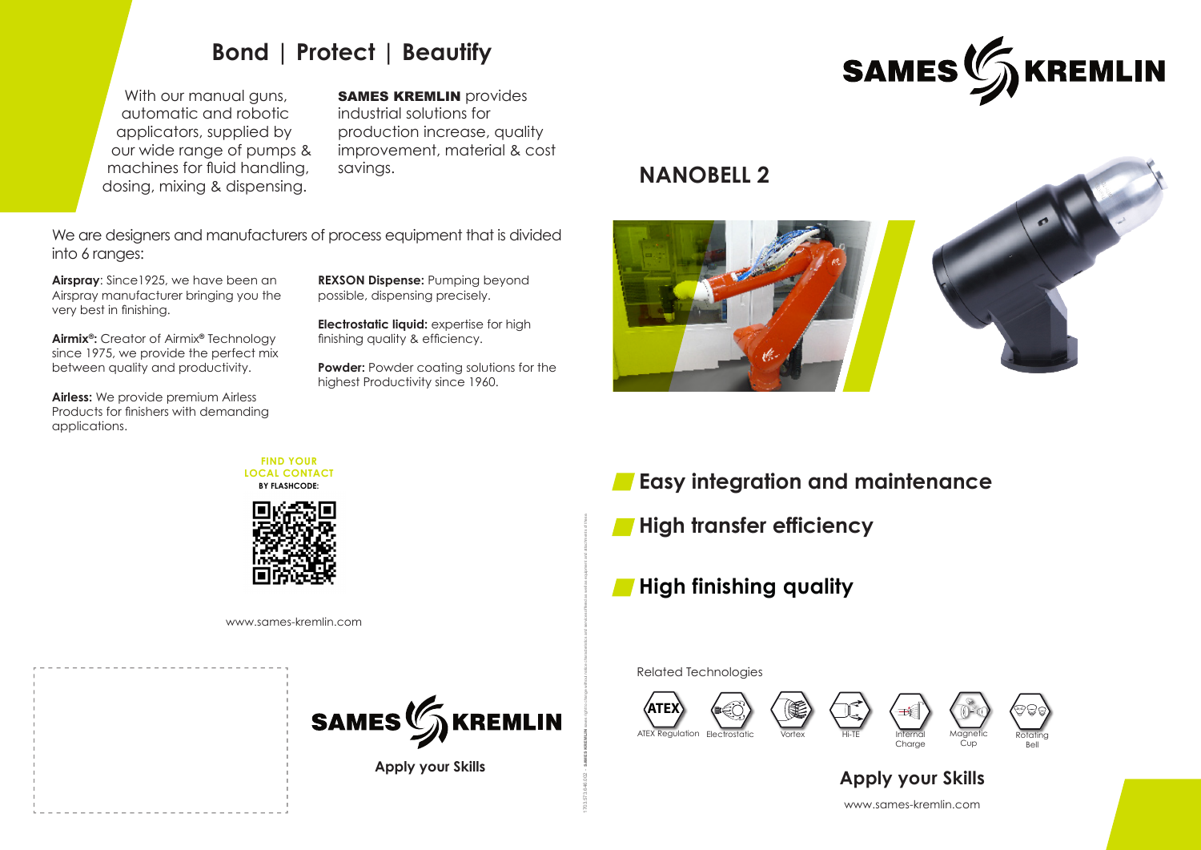## Bond | Protect | Beautify

With our manual guns, automatic and robotic applicators, supplied by our wide range of pumps & machines for fluid handling, dosing, mixing & dispensing.

**SAMES KREMLIN** provides industrial solutions for production increase, quality improvement, material & cost savings.

We are designers and manufacturers of process equipment that is divided into 6 ranges:

**Airspray**: Since1925, we have been an Airspray manufacturer bringing you the very best in finishing.

**Airmix®:** Creator of Airmix® Technology since 1975, we provide the perfect mix between quality and productivity.

**Airless:** We provide premium Airless Products for finishers with demanding applications.

**REXSON Dispense:** Pumping beyond possible, dispensing precisely.

**Electrostatic liquid:** expertise for high finishing quality & efficiency.

**Powder:** Powder coating solutions for the highest Productivity since 1960.

**FIND YOUR LOCAL CONTACT BY FLASHCODE:**

www.sames-kremlin.com

SAMES KREMLIN

**Apply your Skills**

SAMES KREMLIN

# NANOBELL 2

## Easy integration and maintenance

## High transfer efficiency

## High finishing quality

Related Technologies

ATEX Regulation | Electrostatic | Vortex | Hi-TE | Internal Charge | Magnetic Cup | Rotating Bell

## Apply your Skills

www.sames-kremlin.com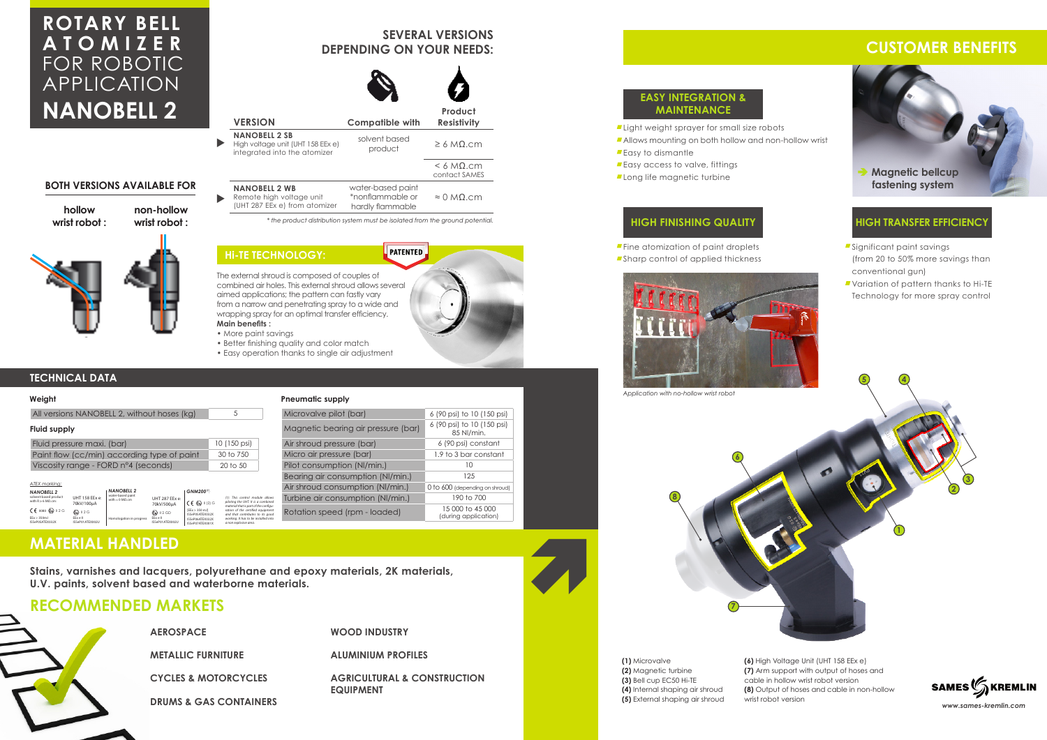# ROTARY BELL ATOMIZER FOR ROBOTIC APPLICATION NANOBELL 2

## SEVERAL VERSIONS DEPENDING ON YOUR NEEDS:

| VERSION | Compatible with | Product Resistivity |
|---|---|---|
| **NANOBELL 2 SB** High voltage unit (UHT 158 EEx e) integrated into the atomizer | solvent based product | ≥ 6 MΩ.cm |
| | | < 6 MΩ.cm contact SAMES |
| **NANOBELL 2 WB** Remote high voltage unit (UHT 287 EEx e) from atomizer | water-based paint *nonflammable or hardly flammable | ≈ 0 MΩ.cm |

*\* the product distribution system must be isolated from the ground potential.*

### BOTH VERSIONS AVAILABLE FOR

hollow wrist robot : | non-hollow wrist robot :

## Hi-TE TECHNOLOGY:

PATENTED

The external shroud is composed of couples of combined air holes. This external shroud allows several aimed applications; the pattern can fastly vary from a narrow and penetrating spray to a wide and wrapping spray for an optimal transfer efficiency.

**Main benefits :**

- More paint savings
- Better finishing quality and color match
- Easy operation thanks to single air adjustment

## TECHNICAL DATA

**Weight**

| | |
|---|---|
| All versions NANOBELL 2, without hoses (kg) | 5 |

**Fluid supply**

| | |
|---|---|
| Fluid pressure maxi. (bar) | 10 (150 psi) |
| Paint flow (cc/min) according type of paint | 30 to 750 |
| Viscosity range - FORD n°4 (seconds) | 20 to 50 |

*ATEX marking:*

| NANOBELL 2 solvent-based product with R ≥ 6 MΩ.cm | UHT 158 EEx e 70kV/100µA | NANOBELL 2 water-based paint with ≈ 0 MΩ.cm | UHT 287 EEx e 70kV/500µA | GNM200[1] |
|---|---|---|---|---|
| CE 0080 Ex II 2 G EEx ≥ 350mJ ISSeP06ATEX002X | Ex II 2 G EEx e II ISSeP01ATEX002U | Homologation in progress | Ex II 2 GD EEx e II ISSeP01ATEX002U | CE Ex II (2) G [EEx ≥ 350 mJ] ISSeP05ATEX032X ISSeP06ATEX033X ISSeP01ATEX001X |

(1) This control module allows piloting the UHT. It is a combined material that is part of the configuration of the certified equipment and that contributes to its good working. It has to be installed into a non explosive area.

**Pneumatic supply**

| | |
|---|---|
| Microvalve pilot (bar) | 6 (90 psi) to 10 (150 psi) |
| Magnetic bearing air pressure (bar) | 6 (90 psi) to 10 (150 psi) 85 Nl/min. |
| Air shroud pressure (bar) | 6 (90 psi) constant |
| Micro air pressure (bar) | 1.9 to 3 bar constant |
| Pilot consumption (Nl/min.) | 10 |
| Bearing air consumption (Nl/min.) | 125 |
| Air shroud consumption (Nl/min.) | 0 to 600 (depending on shroud) |
| Turbine air consumption (Nl/min.) | 190 to 700 |
| Rotation speed (rpm - loaded) | 15 000 to 45 000 (during application) |

## MATERIAL HANDLED

**Stains, varnishes and lacquers, polyurethane and epoxy materials, 2K materials, U.V. paints, solvent based and waterborne materials.**

## RECOMMENDED MARKETS

- AEROSPACE
- METALLIC FURNITURE
- CYCLES & MOTORCYCLES
- DRUMS & GAS CONTAINERS
- WOOD INDUSTRY
- ALUMINIUM PROFILES
- AGRICULTURAL & CONSTRUCTION EQUIPMENT

## CUSTOMER BENEFITS

### EASY INTEGRATION & MAINTENANCE

- Light weight sprayer for small size robots
- Allows mounting on both hollow and non-hollow wrist
- Easy to dismantle
- Easy access to valve, fittings
- Long life magnetic turbine

➔ Magnetic bellcup fastening system

### HIGH FINISHING QUALITY

- Fine atomization of paint droplets
- Sharp control of applied thickness

*Application with no-hollow wrist robot*

### HIGH TRANSFER EFFICIENCY

- Significant paint savings (from 20 to 50% more savings than conventional gun)
- Variation of pattern thanks to Hi-TE Technology for more spray control

**(1)** Microvalve
**(2)** Magnetic turbine
**(3)** Bell cup EC50 Hi-TE
**(4)** Internal shaping air shroud
**(5)** External shaping air shroud
**(6)** High Voltage Unit (UHT 158 EEx e)
**(7)** Arm support with output of hoses and cable in hollow wrist robot version
**(8)** Output of hoses and cable in non-hollow wrist robot version

SAMES KREMLIN
www.sames-kremlin.com